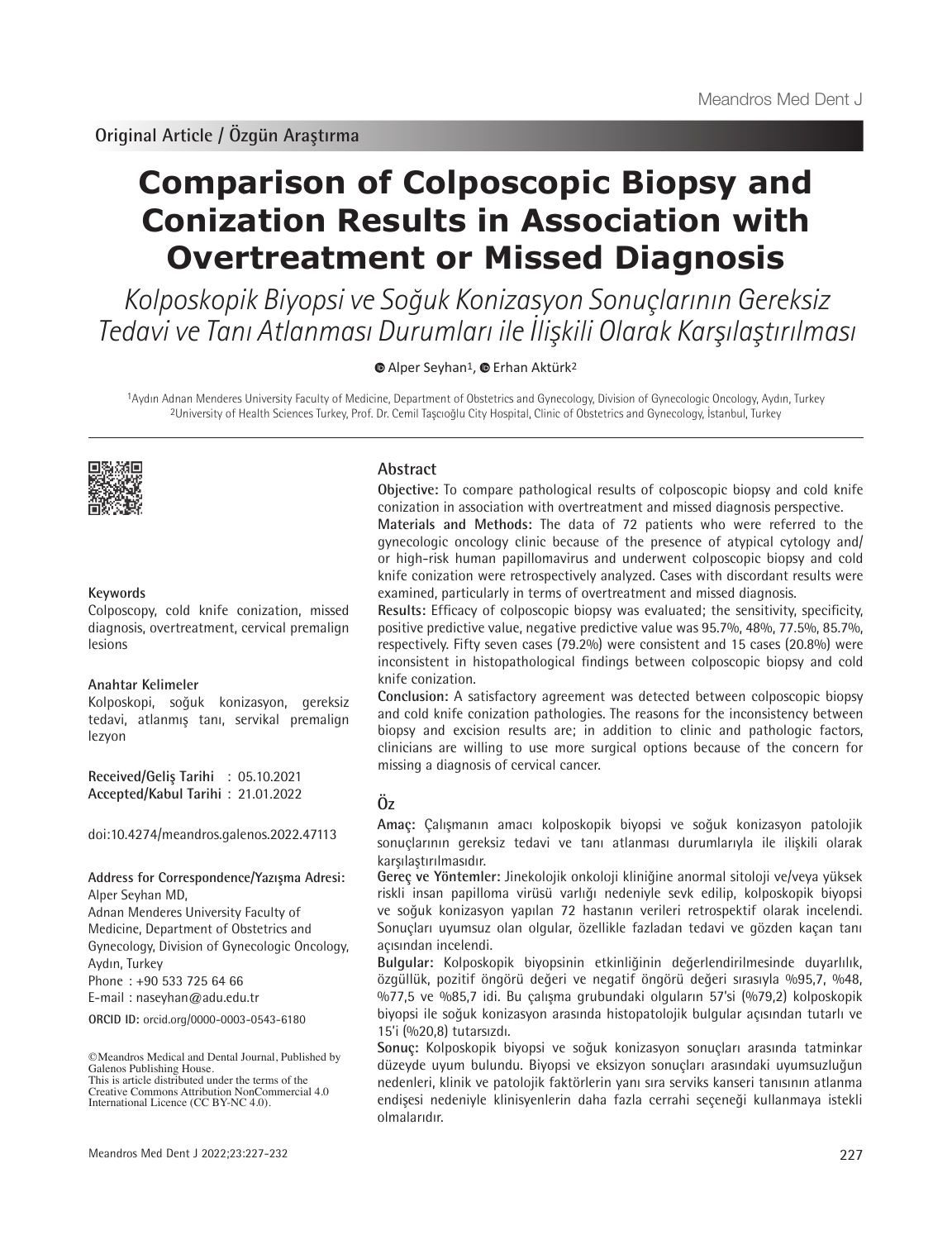Original Article / Özgün Araştırma

# Comparison of Colposcopic Biopsy and Conization Results in Association with Overtreatment or Missed Diagnosis

*Kolposkopik Biyopsi ve Soğuk Konizasyon Sonuçlarının Gereksiz Tedavi ve Tanı Atlanması Durumları ile İlişkili Olarak Karşılaştırılması*

Alper Seyhan[1], Erhan Aktürk[2]

[1]Aydın Adnan Menderes University Faculty of Medicine, Department of Obstetrics and Gynecology, Division of Gynecologic Oncology, Aydın, Turkey
[2]University of Health Sciences Turkey, Prof. Dr. Cemil Taşcıoğlu City Hospital, Clinic of Obstetrics and Gynecology, İstanbul, Turkey

**Keywords**

Colposcopy, cold knife conization, missed diagnosis, overtreatment, cervical premalign lesions

**Anahtar Kelimeler**

Kolposkopi, soğuk konizasyon, gereksiz tedavi, atlanmış tanı, servikal premalign lezyon

**Received/Geliş Tarihi** : 05.10.2021
**Accepted/Kabul Tarihi** : 21.01.2022

doi:10.4274/meandros.galenos.2022.47113

**Address for Correspondence/Yazışma Adresi:**
Alper Seyhan MD,
Adnan Menderes University Faculty of Medicine, Department of Obstetrics and Gynecology, Division of Gynecologic Oncology, Aydın, Turkey
Phone : +90 533 725 64 66
E-mail : naseyhan@adu.edu.tr

**ORCID ID:** orcid.org/0000-0003-0543-6180

©Meandros Medical and Dental Journal, Published by Galenos Publishing House.
This is article distributed under the terms of the Creative Commons Attribution NonCommercial 4.0 International Licence (CC BY-NC 4.0).

## Abstract

**Objective:** To compare pathological results of colposcopic biopsy and cold knife conization in association with overtreatment and missed diagnosis perspective.

**Materials and Methods:** The data of 72 patients who were referred to the gynecologic oncology clinic because of the presence of atypical cytology and/or high-risk human papillomavirus and underwent colposcopic biopsy and cold knife conization were retrospectively analyzed. Cases with discordant results were examined, particularly in terms of overtreatment and missed diagnosis.

**Results:** Efficacy of colposcopic biopsy was evaluated; the sensitivity, specificity, positive predictive value, negative predictive value was 95.7%, 48%, 77.5%, 85.7%, respectively. Fifty seven cases (79.2%) were consistent and 15 cases (20.8%) were inconsistent in histopathological findings between colposcopic biopsy and cold knife conization.

**Conclusion:** A satisfactory agreement was detected between colposcopic biopsy and cold knife conization pathologies. The reasons for the inconsistency between biopsy and excision results are; in addition to clinic and pathologic factors, clinicians are willing to use more surgical options because of the concern for missing a diagnosis of cervical cancer.

## Öz

**Amaç:** Çalışmanın amacı kolposkopik biyopsi ve soğuk konizasyon patolojik sonuçlarının gereksiz tedavi ve tanı atlanması durumlarıyla ile ilişkili olarak karşılaştırılmasıdır.

**Gereç ve Yöntemler:** Jinekolojik onkoloji kliniğine anormal sitoloji ve/veya yüksek riskli insan papilloma virüsü varlığı nedeniyle sevk edilip, kolposkopik biyopsi ve soğuk konizasyon yapılan 72 hastanın verileri retrospektif olarak incelendi. Sonuçları uyumsuz olan olgular, özellikle fazladan tedavi ve gözden kaçan tanı açısından incelendi.

**Bulgular:** Kolposkopik biyopsinin etkinliğinin değerlendirilmesinde duyarlılık, özgüllük, pozitif öngörü değeri ve negatif öngörü değeri sırasıyla %95,7, %48, %77,5 ve %85,7 idi. Bu çalışma grubundaki olguların 57'si (%79,2) kolposkopik biyopsi ile soğuk konizasyon arasında histopatolojik bulgular açısından tutarlı ve 15'i (%20,8) tutarsızdı.

**Sonuç:** Kolposkopik biyopsi ve soğuk konizasyon sonuçları arasında tatminkar düzeyde uyum bulundu. Biyopsi ve eksizyon sonuçları arasındaki uyumsuzluğun nedenleri, klinik ve patolojik faktörlerin yanı sıra serviks kanseri tanısının atlanma endişesi nedeniyle klinisyenlerin daha fazla cerrahi seçeneği kullanmaya istekli olmalarıdır.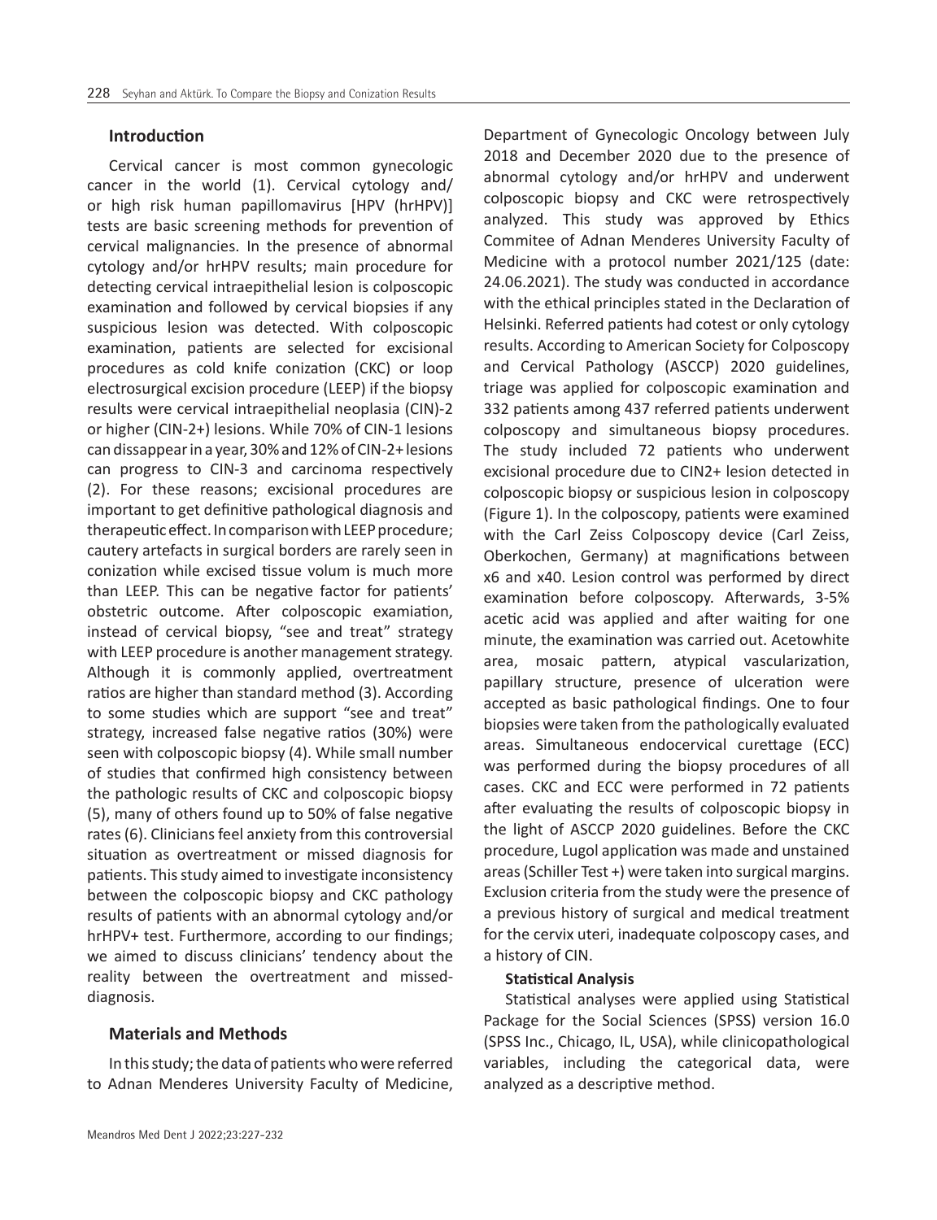## Introduction

Cervical cancer is most common gynecologic cancer in the world (1). Cervical cytology and/or high risk human papillomavirus [HPV (hrHPV)] tests are basic screening methods for prevention of cervical malignancies. In the presence of abnormal cytology and/or hrHPV results; main procedure for detecting cervical intraepithelial lesion is colposcopic examination and followed by cervical biopsies if any suspicious lesion was detected. With colposcopic examination, patients are selected for excisional procedures as cold knife conization (CKC) or loop electrosurgical excision procedure (LEEP) if the biopsy results were cervical intraepithelial neoplasia (CIN)-2 or higher (CIN-2+) lesions. While 70% of CIN-1 lesions can dissappear in a year, 30% and 12% of CIN-2+ lesions can progress to CIN-3 and carcinoma respectively (2). For these reasons; excisional procedures are important to get definitive pathological diagnosis and therapeutic effect. In comparison with LEEP procedure; cautery artefacts in surgical borders are rarely seen in conization while excised tissue volum is much more than LEEP. This can be negative factor for patients' obstetric outcome. After colposcopic examiation, instead of cervical biopsy, "see and treat" strategy with LEEP procedure is another management strategy. Although it is commonly applied, overtreatment ratios are higher than standard method (3). According to some studies which are support "see and treat" strategy, increased false negative ratios (30%) were seen with colposcopic biopsy (4). While small number of studies that confirmed high consistency between the pathologic results of CKC and colposcopic biopsy (5), many of others found up to 50% of false negative rates (6). Clinicians feel anxiety from this controversial situation as overtreatment or missed diagnosis for patients. This study aimed to investigate inconsistency between the colposcopic biopsy and CKC pathology results of patients with an abnormal cytology and/or hrHPV+ test. Furthermore, according to our findings; we aimed to discuss clinicians' tendency about the reality between the overtreatment and missed-diagnosis.

## Materials and Methods

In this study; the data of patients who were referred to Adnan Menderes University Faculty of Medicine, Department of Gynecologic Oncology between July 2018 and December 2020 due to the presence of abnormal cytology and/or hrHPV and underwent colposcopic biopsy and CKC were retrospectively analyzed. This study was approved by Ethics Commitee of Adnan Menderes University Faculty of Medicine with a protocol number 2021/125 (date: 24.06.2021). The study was conducted in accordance with the ethical principles stated in the Declaration of Helsinki. Referred patients had cotest or only cytology results. According to American Society for Colposcopy and Cervical Pathology (ASCCP) 2020 guidelines, triage was applied for colposcopic examination and 332 patients among 437 referred patients underwent colposcopy and simultaneous biopsy procedures. The study included 72 patients who underwent excisional procedure due to CIN2+ lesion detected in colposcopic biopsy or suspicious lesion in colposcopy (Figure 1). In the colposcopy, patients were examined with the Carl Zeiss Colposcopy device (Carl Zeiss, Oberkochen, Germany) at magnifications between x6 and x40. Lesion control was performed by direct examination before colposcopy. Afterwards, 3-5% acetic acid was applied and after waiting for one minute, the examination was carried out. Acetowhite area, mosaic pattern, atypical vascularization, papillary structure, presence of ulceration were accepted as basic pathological findings. One to four biopsies were taken from the pathologically evaluated areas. Simultaneous endocervical curettage (ECC) was performed during the biopsy procedures of all cases. CKC and ECC were performed in 72 patients after evaluating the results of colposcopic biopsy in the light of ASCCP 2020 guidelines. Before the CKC procedure, Lugol application was made and unstained areas (Schiller Test +) were taken into surgical margins. Exclusion criteria from the study were the presence of a previous history of surgical and medical treatment for the cervix uteri, inadequate colposcopy cases, and a history of CIN.

### Statistical Analysis

Statistical analyses were applied using Statistical Package for the Social Sciences (SPSS) version 16.0 (SPSS Inc., Chicago, IL, USA), while clinicopathological variables, including the categorical data, were analyzed as a descriptive method.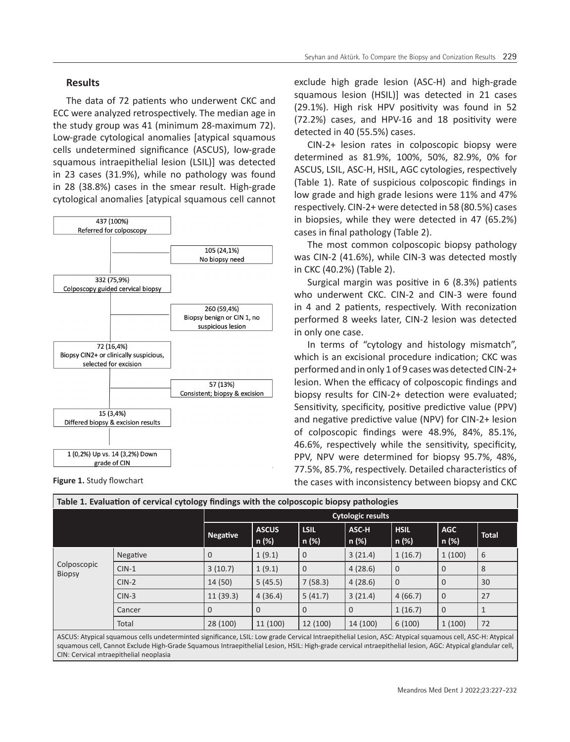## Results

The data of 72 patients who underwent CKC and ECC were analyzed retrospectively. The median age in the study group was 41 (minimum 28-maximum 72). Low-grade cytological anomalies [atypical squamous cells undetermined significance (ASCUS), low-grade squamous intraepithelial lesion (LSIL)] was detected in 23 cases (31.9%), while no pathology was found in 28 (38.8%) cases in the smear result. High-grade cytological anomalies [atypical squamous cell cannot exclude high grade lesion (ASC-H) and high-grade squamous lesion (HSIL)] was detected in 21 cases (29.1%). High risk HPV positivity was found in 52 (72.2%) cases, and HPV-16 and 18 positivity were detected in 40 (55.5%) cases.

437 (100%) Referred for colposcopy

105 (24,1%) No biopsy need

332 (75,9%) Colposcopy guided cervical biopsy

260 (59,4%) Biopsy benign or CIN 1, no suspicious lesion

72 (16,4%) Biopsy CIN2+ or clinically suspicious, selected for excision

57 (13%) Consistent; biopsy & excision

15 (3,4%) Differed biopsy & excision results

1 (0,2%) Up vs. 14 (3,2%) Down grade of CIN

**Figure 1.** Study flowchart

CIN-2+ lesion rates in colposcopic biopsy were determined as 81.9%, 100%, 50%, 82.9%, 0% for ASCUS, LSIL, ASC-H, HSIL, AGC cytologies, respectively (Table 1). Rate of suspicious colposcopic findings in low grade and high grade lesions were 11% and 47% respectively. CIN-2+ were detected in 58 (80.5%) cases in biopsies, while they were detected in 47 (65.2%) cases in final pathology (Table 2).

The most common colposcopic biopsy pathology was CIN-2 (41.6%), while CIN-3 was detected mostly in CKC (40.2%) (Table 2).

Surgical margin was positive in 6 (8.3%) patients who underwent CKC. CIN-2 and CIN-3 were found in 4 and 2 patients, respectively. With reconization performed 8 weeks later, CIN-2 lesion was detected in only one case.

In terms of "cytology and histology mismatch", which is an excisional procedure indication; CKC was performed and in only 1 of 9 cases was detected CIN-2+ lesion. When the efficacy of colposcopic findings and biopsy results for CIN-2+ detection were evaluated; Sensitivity, specificity, positive predictive value (PPV) and negative predictive value (NPV) for CIN-2+ lesion of colposcopic findings were 48.9%, 84%, 85.1%, 46.6%, respectively while the sensitivity, specificity, PPV, NPV were determined for biopsy 95.7%, 48%, 77.5%, 85.7%, respectively. Detailed characteristics of the cases with inconsistency between biopsy and CKC

**Table 1. Evaluation of cervical cytology findings with the colposcopic biopsy pathologies**

| | | Cytologic results | | | | | | |
|---|---|---|---|---|---|---|---|---|
| | | Negative | ASCUS n (%) | LSIL n (%) | ASC-H n (%) | HSIL n (%) | AGC n (%) | Total |
| Colposcopic Biopsy | Negative | 0 | 1 (9.1) | 0 | 3 (21.4) | 1 (16.7) | 1 (100) | 6 |
| | CIN-1 | 3 (10.7) | 1 (9.1) | 0 | 4 (28.6) | 0 | 0 | 8 |
| | CIN-2 | 14 (50) | 5 (45.5) | 7 (58.3) | 4 (28.6) | 0 | 0 | 30 |
| | CIN-3 | 11 (39.3) | 4 (36.4) | 5 (41.7) | 3 (21.4) | 4 (66.7) | 0 | 27 |
| | Cancer | 0 | 0 | 0 | 0 | 1 (16.7) | 0 | 1 |
| | Total | 28 (100) | 11 (100) | 12 (100) | 14 (100) | 6 (100) | 1 (100) | 72 |

ASCUS: Atypical squamous cells undeterminted significance, LSIL: Low grade Cervical Intraepithelial Lesion, ASC: Atypical squamous cell, ASC-H: Atypical squamous cell, Cannot Exclude High-Grade Squamous Intraepithelial Lesion, HSIL: High-grade cervical ıntraepithelial lesion, AGC: Atypical glandular cell, CIN: Cervical ıntraepithelial neoplasia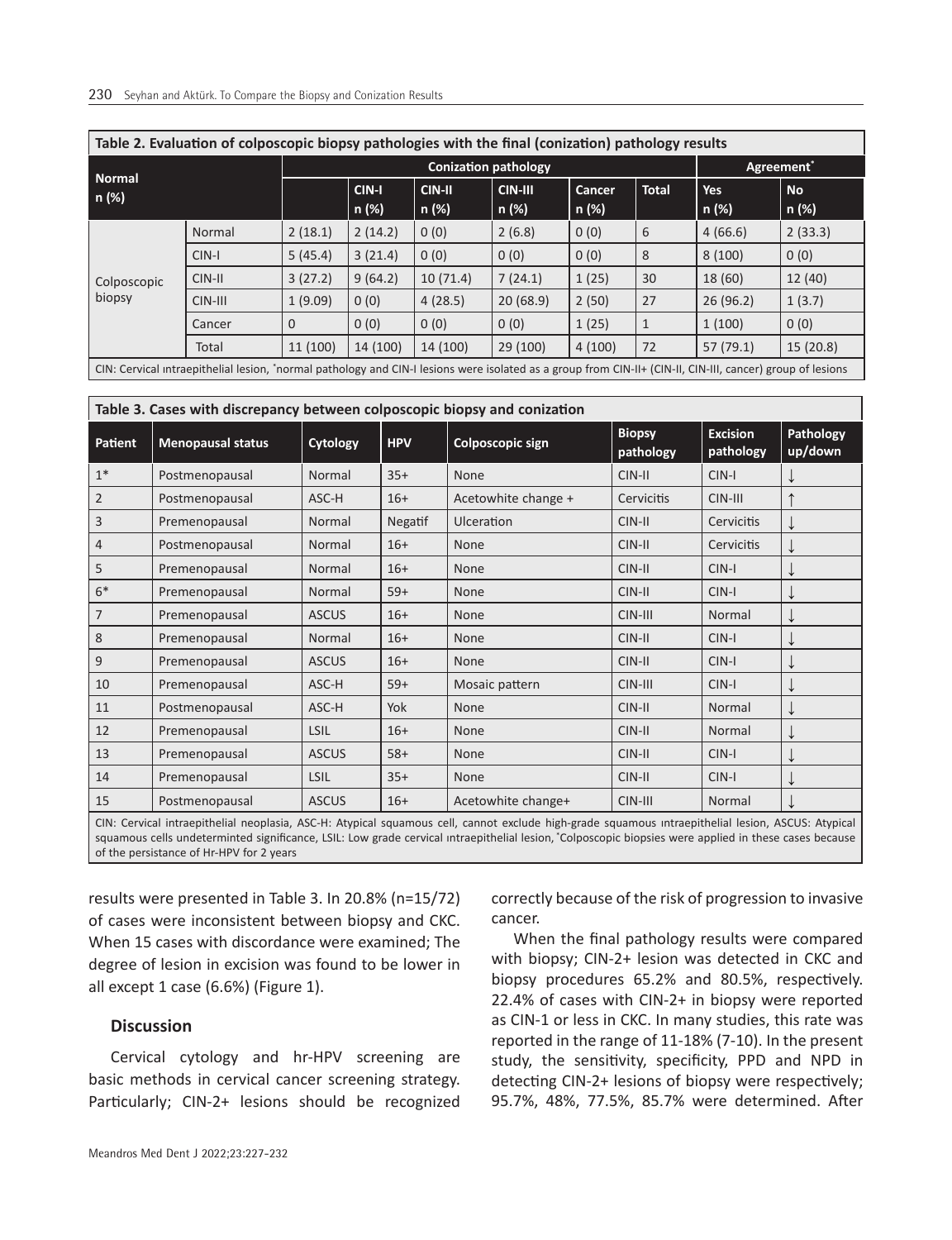**Table 2. Evaluation of colposcopic biopsy pathologies with the final (conization) pathology results**

| Normal n (%) | | Conization pathology | | | | | | Agreement* | |
|---|---|---|---|---|---|---|---|---|---|
| | | | CIN-I n (%) | CIN-II n (%) | CIN-III n (%) | Cancer n (%) | Total | Yes n (%) | No n (%) |
| Colposcopic biopsy | Normal | 2 (18.1) | 2 (14.2) | 0 (0) | 2 (6.8) | 0 (0) | 6 | 4 (66.6) | 2 (33.3) |
| | CIN-I | 5 (45.4) | 3 (21.4) | 0 (0) | 0 (0) | 0 (0) | 8 | 8 (100) | 0 (0) |
| | CIN-II | 3 (27.2) | 9 (64.2) | 10 (71.4) | 7 (24.1) | 1 (25) | 30 | 18 (60) | 12 (40) |
| | CIN-III | 1 (9.09) | 0 (0) | 4 (28.5) | 20 (68.9) | 2 (50) | 27 | 26 (96.2) | 1 (3.7) |
| | Cancer | 0 | 0 (0) | 0 (0) | 0 (0) | 1 (25) | 1 | 1 (100) | 0 (0) |
| | Total | 11 (100) | 14 (100) | 14 (100) | 29 (100) | 4 (100) | 72 | 57 (79.1) | 15 (20.8) |

CIN: Cervical ıntraepithelial lesion, *normal pathology and CIN-I lesions were isolated as a group from CIN-II+ (CIN-II, CIN-III, cancer) group of lesions

**Table 3. Cases with discrepancy between colposcopic biopsy and conization**

| Patient | Menopausal status | Cytology | HPV | Colposcopic sign | Biopsy pathology | Excision pathology | Pathology up/down |
|---|---|---|---|---|---|---|---|
| 1* | Postmenopausal | Normal | 35+ | None | CIN-II | CIN-I | ↓ |
| 2 | Postmenopausal | ASC-H | 16+ | Acetowhite change + | Cervicitis | CIN-III | ↑ |
| 3 | Premenopausal | Normal | Negatif | Ulceration | CIN-II | Cervicitis | ↓ |
| 4 | Postmenopausal | Normal | 16+ | None | CIN-II | Cervicitis | ↓ |
| 5 | Premenopausal | Normal | 16+ | None | CIN-II | CIN-I | ↓ |
| 6* | Premenopausal | Normal | 59+ | None | CIN-II | CIN-I | ↓ |
| 7 | Premenopausal | ASCUS | 16+ | None | CIN-III | Normal | ↓ |
| 8 | Premenopausal | Normal | 16+ | None | CIN-II | CIN-I | ↓ |
| 9 | Premenopausal | ASCUS | 16+ | None | CIN-II | CIN-I | ↓ |
| 10 | Premenopausal | ASC-H | 59+ | Mosaic pattern | CIN-III | CIN-I | ↓ |
| 11 | Postmenopausal | ASC-H | Yok | None | CIN-II | Normal | ↓ |
| 12 | Premenopausal | LSIL | 16+ | None | CIN-II | Normal | ↓ |
| 13 | Premenopausal | ASCUS | 58+ | None | CIN-II | CIN-I | ↓ |
| 14 | Premenopausal | LSIL | 35+ | None | CIN-II | CIN-I | ↓ |
| 15 | Postmenopausal | ASCUS | 16+ | Acetowhite change+ | CIN-III | Normal | ↓ |

CIN: Cervical intraepithelial neoplasia, ASC-H: Atypical squamous cell, cannot exclude high-grade squamous ıntraepithelial lesion, ASCUS: Atypical squamous cells undeterminted significance, LSIL: Low grade cervical ıntraepithelial lesion, *Colposcopic biopsies were applied in these cases because of the persistance of Hr-HPV for 2 years

results were presented in Table 3. In 20.8% (n=15/72) of cases were inconsistent between biopsy and CKC. When 15 cases with discordance were examined; The degree of lesion in excision was found to be lower in all except 1 case (6.6%) (Figure 1).

## Discussion

Cervical cytology and hr-HPV screening are basic methods in cervical cancer screening strategy. Particularly; CIN-2+ lesions should be recognized correctly because of the risk of progression to invasive cancer.

When the final pathology results were compared with biopsy; CIN-2+ lesion was detected in CKC and biopsy procedures 65.2% and 80.5%, respectively. 22.4% of cases with CIN-2+ in biopsy were reported as CIN-1 or less in CKC. In many studies, this rate was reported in the range of 11-18% (7-10). In the present study, the sensitivity, specificity, PPD and NPD in detecting CIN-2+ lesions of biopsy were respectively; 95.7%, 48%, 77.5%, 85.7% were determined. After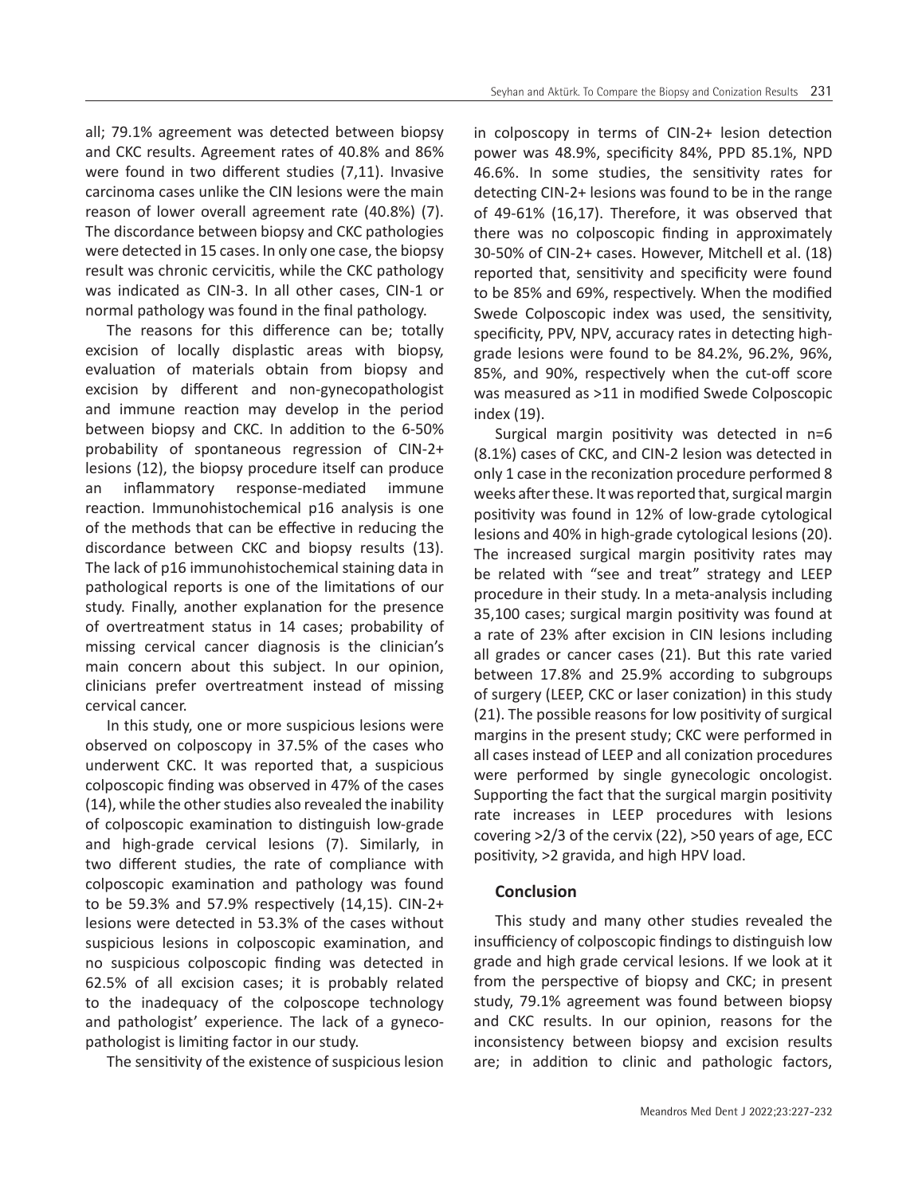all; 79.1% agreement was detected between biopsy and CKC results. Agreement rates of 40.8% and 86% were found in two different studies (7,11). Invasive carcinoma cases unlike the CIN lesions were the main reason of lower overall agreement rate (40.8%) (7). The discordance between biopsy and CKC pathologies were detected in 15 cases. In only one case, the biopsy result was chronic cervicitis, while the CKC pathology was indicated as CIN-3. In all other cases, CIN-1 or normal pathology was found in the final pathology.

The reasons for this difference can be; totally excision of locally displastic areas with biopsy, evaluation of materials obtain from biopsy and excision by different and non-gynecopathologist and immune reaction may develop in the period between biopsy and CKC. In addition to the 6-50% probability of spontaneous regression of CIN-2+ lesions (12), the biopsy procedure itself can produce an inflammatory response-mediated immune reaction. Immunohistochemical p16 analysis is one of the methods that can be effective in reducing the discordance between CKC and biopsy results (13). The lack of p16 immunohistochemical staining data in pathological reports is one of the limitations of our study. Finally, another explanation for the presence of overtreatment status in 14 cases; probability of missing cervical cancer diagnosis is the clinician's main concern about this subject. In our opinion, clinicians prefer overtreatment instead of missing cervical cancer.

In this study, one or more suspicious lesions were observed on colposcopy in 37.5% of the cases who underwent CKC. It was reported that, a suspicious colposcopic finding was observed in 47% of the cases (14), while the other studies also revealed the inability of colposcopic examination to distinguish low-grade and high-grade cervical lesions (7). Similarly, in two different studies, the rate of compliance with colposcopic examination and pathology was found to be 59.3% and 57.9% respectively (14,15). CIN-2+ lesions were detected in 53.3% of the cases without suspicious lesions in colposcopic examination, and no suspicious colposcopic finding was detected in 62.5% of all excision cases; it is probably related to the inadequacy of the colposcope technology and pathologist' experience. The lack of a gyneco-pathologist is limiting factor in our study.

The sensitivity of the existence of suspicious lesion in colposcopy in terms of CIN-2+ lesion detection power was 48.9%, specificity 84%, PPD 85.1%, NPD 46.6%. In some studies, the sensitivity rates for detecting CIN-2+ lesions was found to be in the range of 49-61% (16,17). Therefore, it was observed that there was no colposcopic finding in approximately 30-50% of CIN-2+ cases. However, Mitchell et al. (18) reported that, sensitivity and specificity were found to be 85% and 69%, respectively. When the modified Swede Colposcopic index was used, the sensitivity, specificity, PPV, NPV, accuracy rates in detecting high-grade lesions were found to be 84.2%, 96.2%, 96%, 85%, and 90%, respectively when the cut-off score was measured as >11 in modified Swede Colposcopic index (19).

Surgical margin positivity was detected in n=6 (8.1%) cases of CKC, and CIN-2 lesion was detected in only 1 case in the reconization procedure performed 8 weeks after these. It was reported that, surgical margin positivity was found in 12% of low-grade cytological lesions and 40% in high-grade cytological lesions (20). The increased surgical margin positivity rates may be related with "see and treat" strategy and LEEP procedure in their study. In a meta-analysis including 35,100 cases; surgical margin positivity was found at a rate of 23% after excision in CIN lesions including all grades or cancer cases (21). But this rate varied between 17.8% and 25.9% according to subgroups of surgery (LEEP, CKC or laser conization) in this study (21). The possible reasons for low positivity of surgical margins in the present study; CKC were performed in all cases instead of LEEP and all conization procedures were performed by single gynecologic oncologist. Supporting the fact that the surgical margin positivity rate increases in LEEP procedures with lesions covering >2/3 of the cervix (22), >50 years of age, ECC positivity, >2 gravida, and high HPV load.

## Conclusion

This study and many other studies revealed the insufficiency of colposcopic findings to distinguish low grade and high grade cervical lesions. If we look at it from the perspective of biopsy and CKC; in present study, 79.1% agreement was found between biopsy and CKC results. In our opinion, reasons for the inconsistency between biopsy and excision results are; in addition to clinic and pathologic factors,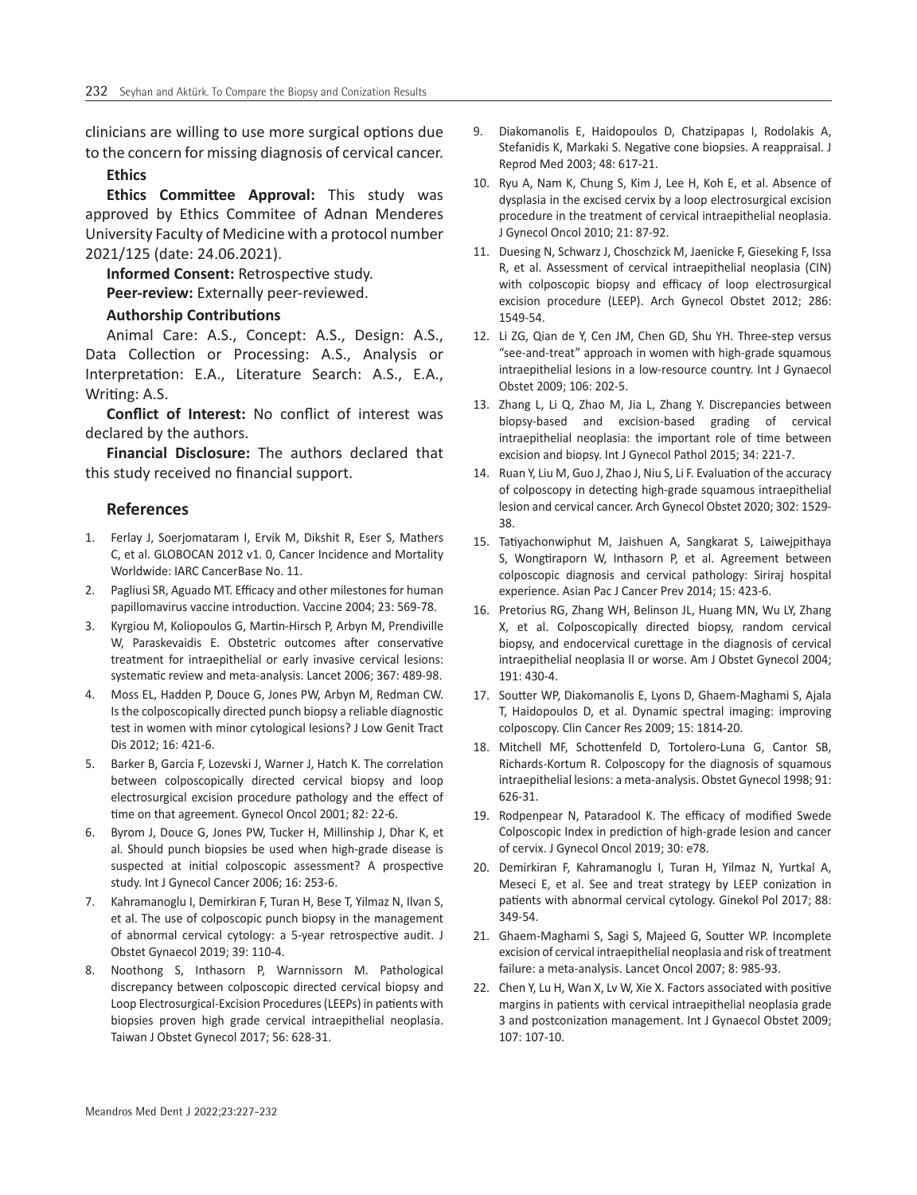clinicians are willing to use more surgical options due to the concern for missing diagnosis of cervical cancer.

**Ethics**

**Ethics Committee Approval:** This study was approved by Ethics Commitee of Adnan Menderes University Faculty of Medicine with a protocol number 2021/125 (date: 24.06.2021).

**Informed Consent:** Retrospective study.

**Peer-review:** Externally peer-reviewed.

**Authorship Contributions**

Animal Care: A.S., Concept: A.S., Design: A.S., Data Collection or Processing: A.S., Analysis or Interpretation: E.A., Literature Search: A.S., E.A., Writing: A.S.

**Conflict of Interest:** No conflict of interest was declared by the authors.

**Financial Disclosure:** The authors declared that this study received no financial support.

## References

1. Ferlay J, Soerjomataram I, Ervik M, Dikshit R, Eser S, Mathers C, et al. GLOBOCAN 2012 v1. 0, Cancer Incidence and Mortality Worldwide: IARC CancerBase No. 11.
2. Pagliusi SR, Aguado MT. Efficacy and other milestones for human papillomavirus vaccine introduction. Vaccine 2004; 23: 569-78.
3. Kyrgiou M, Koliopoulos G, Martin-Hirsch P, Arbyn M, Prendiville W, Paraskevaidis E. Obstetric outcomes after conservative treatment for intraepithelial or early invasive cervical lesions: systematic review and meta-analysis. Lancet 2006; 367: 489-98.
4. Moss EL, Hadden P, Douce G, Jones PW, Arbyn M, Redman CW. Is the colposcopically directed punch biopsy a reliable diagnostic test in women with minor cytological lesions? J Low Genit Tract Dis 2012; 16: 421-6.
5. Barker B, Garcia F, Lozevski J, Warner J, Hatch K. The correlation between colposcopically directed cervical biopsy and loop electrosurgical excision procedure pathology and the effect of time on that agreement. Gynecol Oncol 2001; 82: 22-6.
6. Byrom J, Douce G, Jones PW, Tucker H, Millinship J, Dhar K, et al. Should punch biopsies be used when high-grade disease is suspected at initial colposcopic assessment? A prospective study. Int J Gynecol Cancer 2006; 16: 253-6.
7. Kahramanoglu I, Demirkiran F, Turan H, Bese T, Yilmaz N, Ilvan S, et al. The use of colposcopic punch biopsy in the management of abnormal cervical cytology: a 5-year retrospective audit. J Obstet Gynaecol 2019; 39: 110-4.
8. Noothong S, Inthasorn P, Warnnissorn M. Pathological discrepancy between colposcopic directed cervical biopsy and Loop Electrosurgical-Excision Procedures (LEEPs) in patients with biopsies proven high grade cervical intraepithelial neoplasia. Taiwan J Obstet Gynecol 2017; 56: 628-31.
9. Diakomanolis E, Haidopoulos D, Chatzipapas I, Rodolakis A, Stefanidis K, Markaki S. Negative cone biopsies. A reappraisal. J Reprod Med 2003; 48: 617-21.
10. Ryu A, Nam K, Chung S, Kim J, Lee H, Koh E, et al. Absence of dysplasia in the excised cervix by a loop electrosurgical excision procedure in the treatment of cervical intraepithelial neoplasia. J Gynecol Oncol 2010; 21: 87-92.
11. Duesing N, Schwarz J, Choschzick M, Jaenicke F, Gieseking F, Issa R, et al. Assessment of cervical intraepithelial neoplasia (CIN) with colposcopic biopsy and efficacy of loop electrosurgical excision procedure (LEEP). Arch Gynecol Obstet 2012; 286: 1549-54.
12. Li ZG, Qian de Y, Cen JM, Chen GD, Shu YH. Three-step versus "see-and-treat" approach in women with high-grade squamous intraepithelial lesions in a low-resource country. Int J Gynaecol Obstet 2009; 106: 202-5.
13. Zhang L, Li Q, Zhao M, Jia L, Zhang Y. Discrepancies between biopsy-based and excision-based grading of cervical intraepithelial neoplasia: the important role of time between excision and biopsy. Int J Gynecol Pathol 2015; 34: 221-7.
14. Ruan Y, Liu M, Guo J, Zhao J, Niu S, Li F. Evaluation of the accuracy of colposcopy in detecting high-grade squamous intraepithelial lesion and cervical cancer. Arch Gynecol Obstet 2020; 302: 1529-38.
15. Tatiyachonwiphut M, Jaishuen A, Sangkarat S, Laiwejpithaya S, Wongtiraporn W, Inthasorn P, et al. Agreement between colposcopic diagnosis and cervical pathology: Siriraj hospital experience. Asian Pac J Cancer Prev 2014; 15: 423-6.
16. Pretorius RG, Zhang WH, Belinson JL, Huang MN, Wu LY, Zhang X, et al. Colposcopically directed biopsy, random cervical biopsy, and endocervical curettage in the diagnosis of cervical intraepithelial neoplasia II or worse. Am J Obstet Gynecol 2004; 191: 430-4.
17. Soutter WP, Diakomanolis E, Lyons D, Ghaem-Maghami S, Ajala T, Haidopoulos D, et al. Dynamic spectral imaging: improving colposcopy. Clin Cancer Res 2009; 15: 1814-20.
18. Mitchell MF, Schottenfeld D, Tortolero-Luna G, Cantor SB, Richards-Kortum R. Colposcopy for the diagnosis of squamous intraepithelial lesions: a meta-analysis. Obstet Gynecol 1998; 91: 626-31.
19. Rodpenpear N, Pataradool K. The efficacy of modified Swede Colposcopic Index in prediction of high-grade lesion and cancer of cervix. J Gynecol Oncol 2019; 30: e78.
20. Demirkiran F, Kahramanoglu I, Turan H, Yilmaz N, Yurtkal A, Meseci E, et al. See and treat strategy by LEEP conization in patients with abnormal cervical cytology. Ginekol Pol 2017; 88: 349-54.
21. Ghaem-Maghami S, Sagi S, Majeed G, Soutter WP. Incomplete excision of cervical intraepithelial neoplasia and risk of treatment failure: a meta-analysis. Lancet Oncol 2007; 8: 985-93.
22. Chen Y, Lu H, Wan X, Lv W, Xie X. Factors associated with positive margins in patients with cervical intraepithelial neoplasia grade 3 and postconization management. Int J Gynaecol Obstet 2009; 107: 107-10.